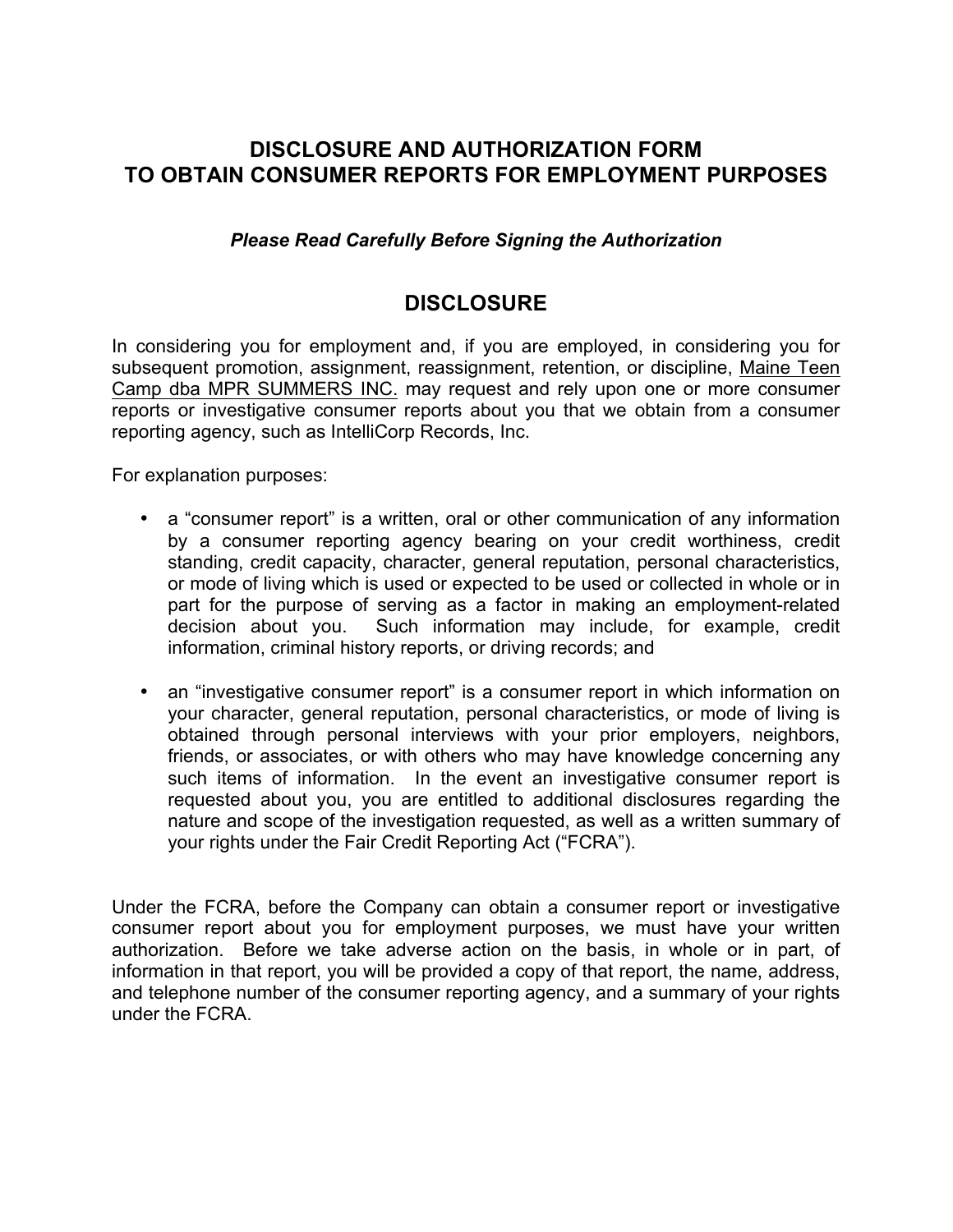# DISCLOSURE AND AUTHORIZATION FORM TO OBTAIN CONSUMER REPORTS FOR EMPLOYMENT PURPOSES

***Please Read Carefully Before Signing the Authorization***

## DISCLOSURE

In considering you for employment and, if you are employed, in considering you for subsequent promotion, assignment, reassignment, retention, or discipline, Maine Teen Camp dba MPR SUMMERS INC. may request and rely upon one or more consumer reports or investigative consumer reports about you that we obtain from a consumer reporting agency, such as IntelliCorp Records, Inc.

For explanation purposes:

- a "consumer report" is a written, oral or other communication of any information by a consumer reporting agency bearing on your credit worthiness, credit standing, credit capacity, character, general reputation, personal characteristics, or mode of living which is used or expected to be used or collected in whole or in part for the purpose of serving as a factor in making an employment-related decision about you. Such information may include, for example, credit information, criminal history reports, or driving records; and

- an "investigative consumer report" is a consumer report in which information on your character, general reputation, personal characteristics, or mode of living is obtained through personal interviews with your prior employers, neighbors, friends, or associates, or with others who may have knowledge concerning any such items of information. In the event an investigative consumer report is requested about you, you are entitled to additional disclosures regarding the nature and scope of the investigation requested, as well as a written summary of your rights under the Fair Credit Reporting Act ("FCRA").

Under the FCRA, before the Company can obtain a consumer report or investigative consumer report about you for employment purposes, we must have your written authorization. Before we take adverse action on the basis, in whole or in part, of information in that report, you will be provided a copy of that report, the name, address, and telephone number of the consumer reporting agency, and a summary of your rights under the FCRA.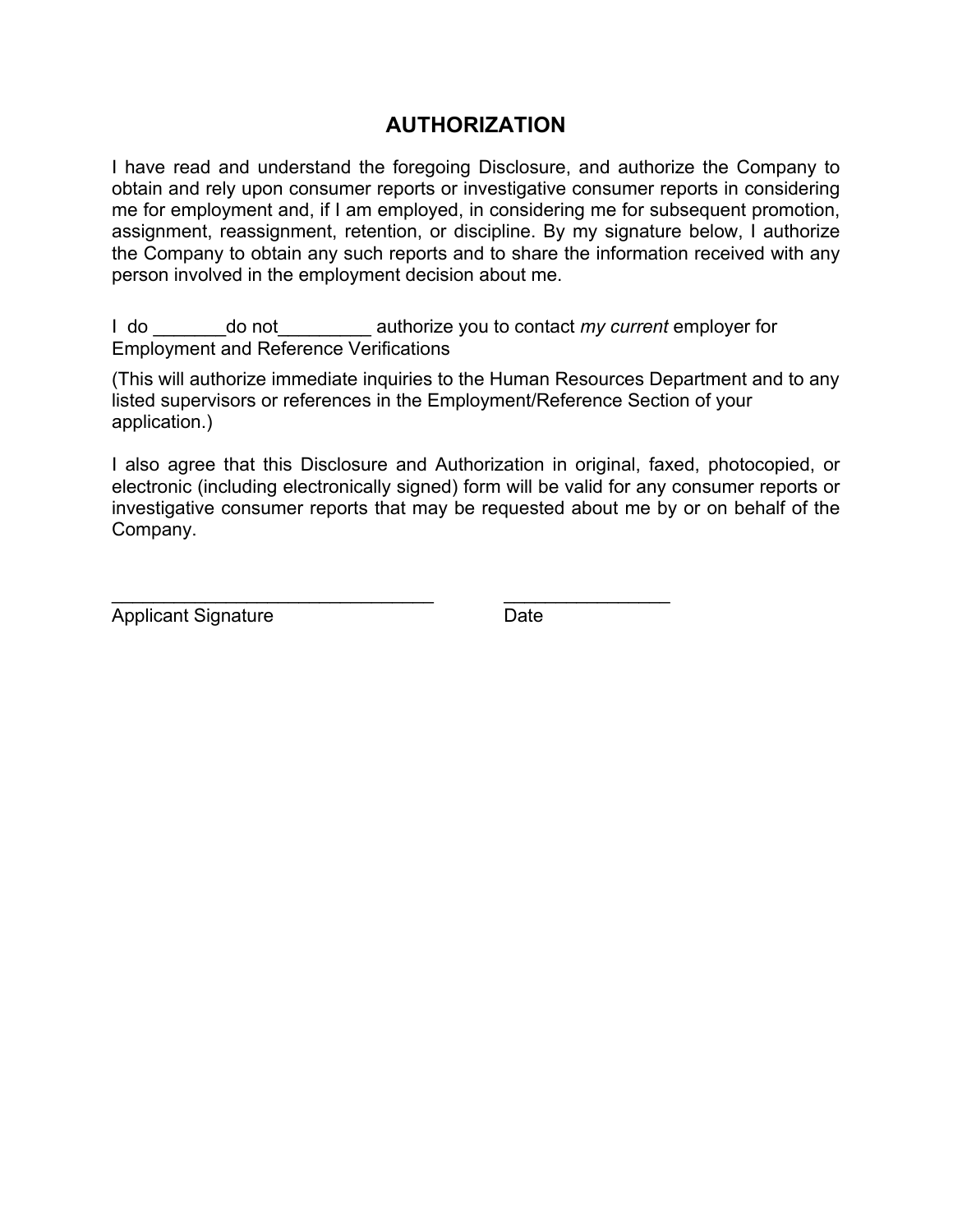# AUTHORIZATION

I have read and understand the foregoing Disclosure, and authorize the Company to obtain and rely upon consumer reports or investigative consumer reports in considering me for employment and, if I am employed, in considering me for subsequent promotion, assignment, reassignment, retention, or discipline. By my signature below, I authorize the Company to obtain any such reports and to share the information received with any person involved in the employment decision about me.

I do _______do not_________ authorize you to contact *my current* employer for Employment and Reference Verifications

(This will authorize immediate inquiries to the Human Resources Department and to any listed supervisors or references in the Employment/Reference Section of your application.)

I also agree that this Disclosure and Authorization in original, faxed, photocopied, or electronic (including electronically signed) form will be valid for any consumer reports or investigative consumer reports that may be requested about me by or on behalf of the Company.

_______________________________ ________________
Applicant Signature Date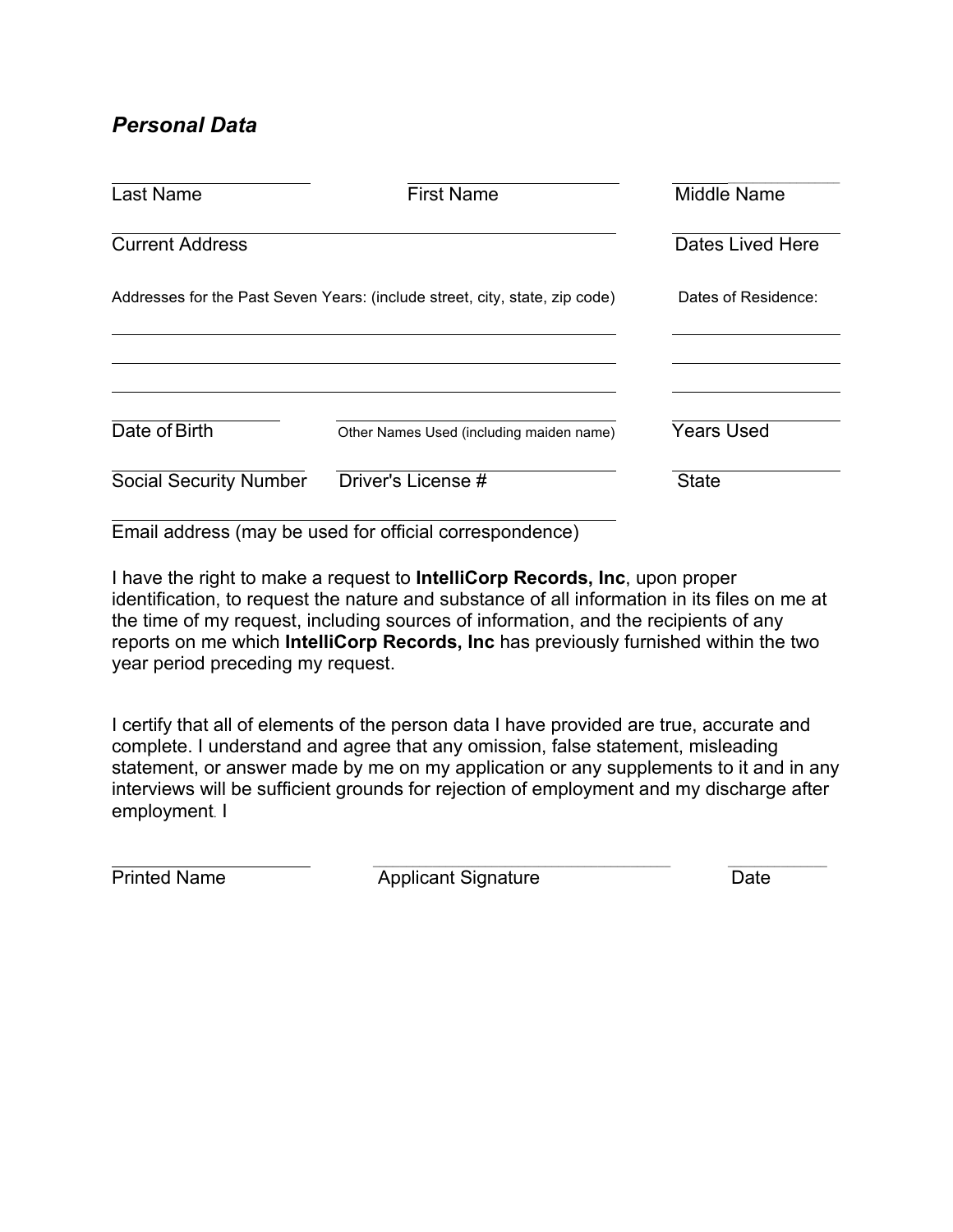### *Personal Data*

| | | |
|---|---|---|
| Last Name | First Name | Middle Name |
| Current Address | | Dates Lived Here |

Addresses for the Past Seven Years: (include street, city, state, zip code) Dates of Residence:

| | |
|---|---|
| | |
| | |
| | |

| | | |
|---|---|---|
| Date of Birth | Other Names Used (including maiden name) | Years Used |
| Social Security Number | Driver's License # | State |

Email address (may be used for official correspondence)

I have the right to make a request to **IntelliCorp Records, Inc**, upon proper identification, to request the nature and substance of all information in its files on me at the time of my request, including sources of information, and the recipients of any reports on me which **IntelliCorp Records, Inc** has previously furnished within the two year period preceding my request.

I certify that all of elements of the person data I have provided are true, accurate and complete. I understand and agree that any omission, false statement, misleading statement, or answer made by me on my application or any supplements to it and in any interviews will be sufficient grounds for rejection of employment and my discharge after employment. I

| | | |
|---|---|---|
| Printed Name | Applicant Signature | Date |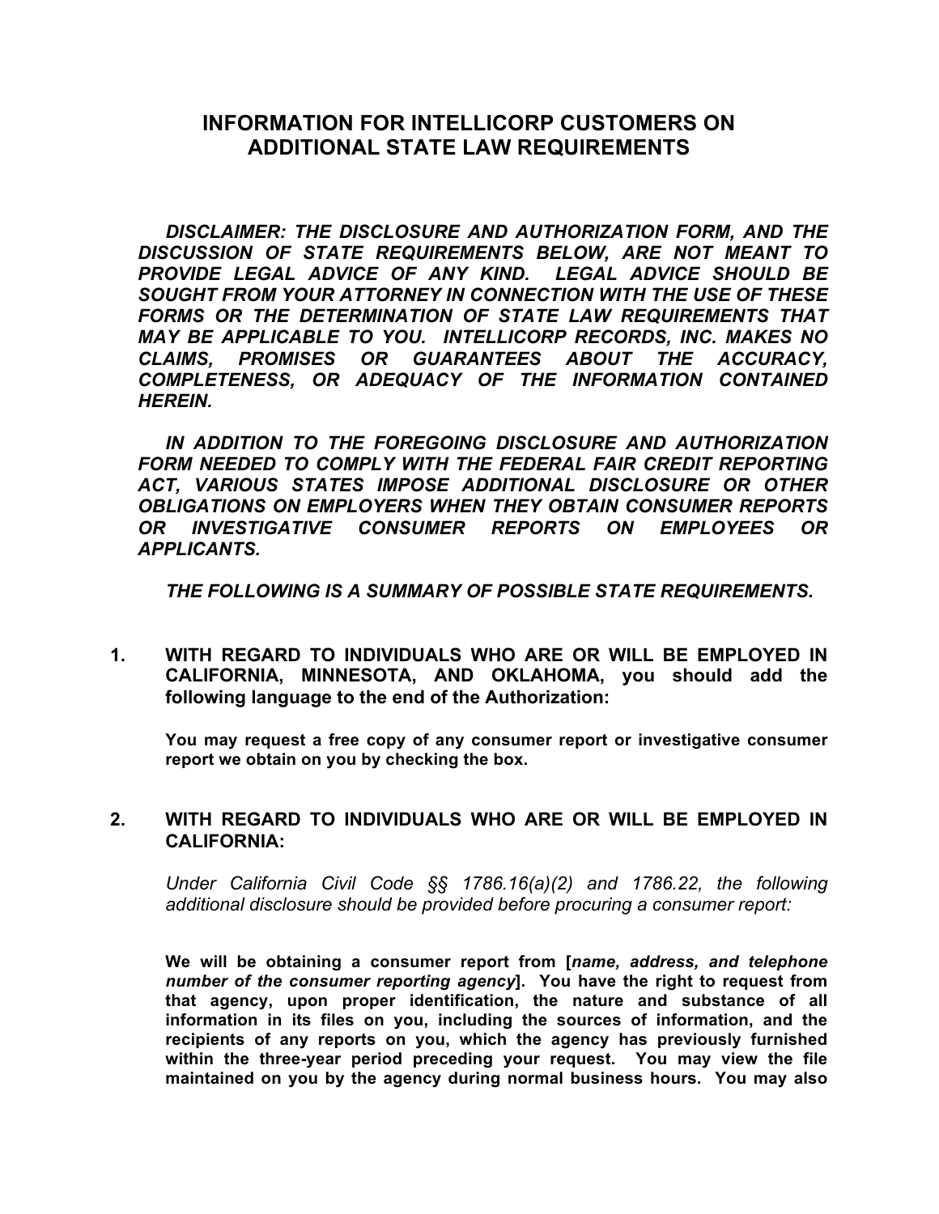# INFORMATION FOR INTELLICORP CUSTOMERS ON ADDITIONAL STATE LAW REQUIREMENTS

***DISCLAIMER: THE DISCLOSURE AND AUTHORIZATION FORM, AND THE DISCUSSION OF STATE REQUIREMENTS BELOW, ARE NOT MEANT TO PROVIDE LEGAL ADVICE OF ANY KIND. LEGAL ADVICE SHOULD BE SOUGHT FROM YOUR ATTORNEY IN CONNECTION WITH THE USE OF THESE FORMS OR THE DETERMINATION OF STATE LAW REQUIREMENTS THAT MAY BE APPLICABLE TO YOU. INTELLICORP RECORDS, INC. MAKES NO CLAIMS, PROMISES OR GUARANTEES ABOUT THE ACCURACY, COMPLETENESS, OR ADEQUACY OF THE INFORMATION CONTAINED HEREIN.***

***IN ADDITION TO THE FOREGOING DISCLOSURE AND AUTHORIZATION FORM NEEDED TO COMPLY WITH THE FEDERAL FAIR CREDIT REPORTING ACT, VARIOUS STATES IMPOSE ADDITIONAL DISCLOSURE OR OTHER OBLIGATIONS ON EMPLOYERS WHEN THEY OBTAIN CONSUMER REPORTS OR INVESTIGATIVE CONSUMER REPORTS ON EMPLOYEES OR APPLICANTS.***

***THE FOLLOWING IS A SUMMARY OF POSSIBLE STATE REQUIREMENTS.***

1. **WITH REGARD TO INDIVIDUALS WHO ARE OR WILL BE EMPLOYED IN CALIFORNIA, MINNESOTA, AND OKLAHOMA, you should add the following language to the end of the Authorization:**

   **You may request a free copy of any consumer report or investigative consumer report we obtain on you by checking the box.**

2. **WITH REGARD TO INDIVIDUALS WHO ARE OR WILL BE EMPLOYED IN CALIFORNIA:**

   *Under California Civil Code §§ 1786.16(a)(2) and 1786.22, the following additional disclosure should be provided before procuring a consumer report:*

   **We will be obtaining a consumer report from [*name, address, and telephone number of the consumer reporting agency*]. You have the right to request from that agency, upon proper identification, the nature and substance of all information in its files on you, including the sources of information, and the recipients of any reports on you, which the agency has previously furnished within the three-year period preceding your request. You may view the file maintained on you by the agency during normal business hours. You may also**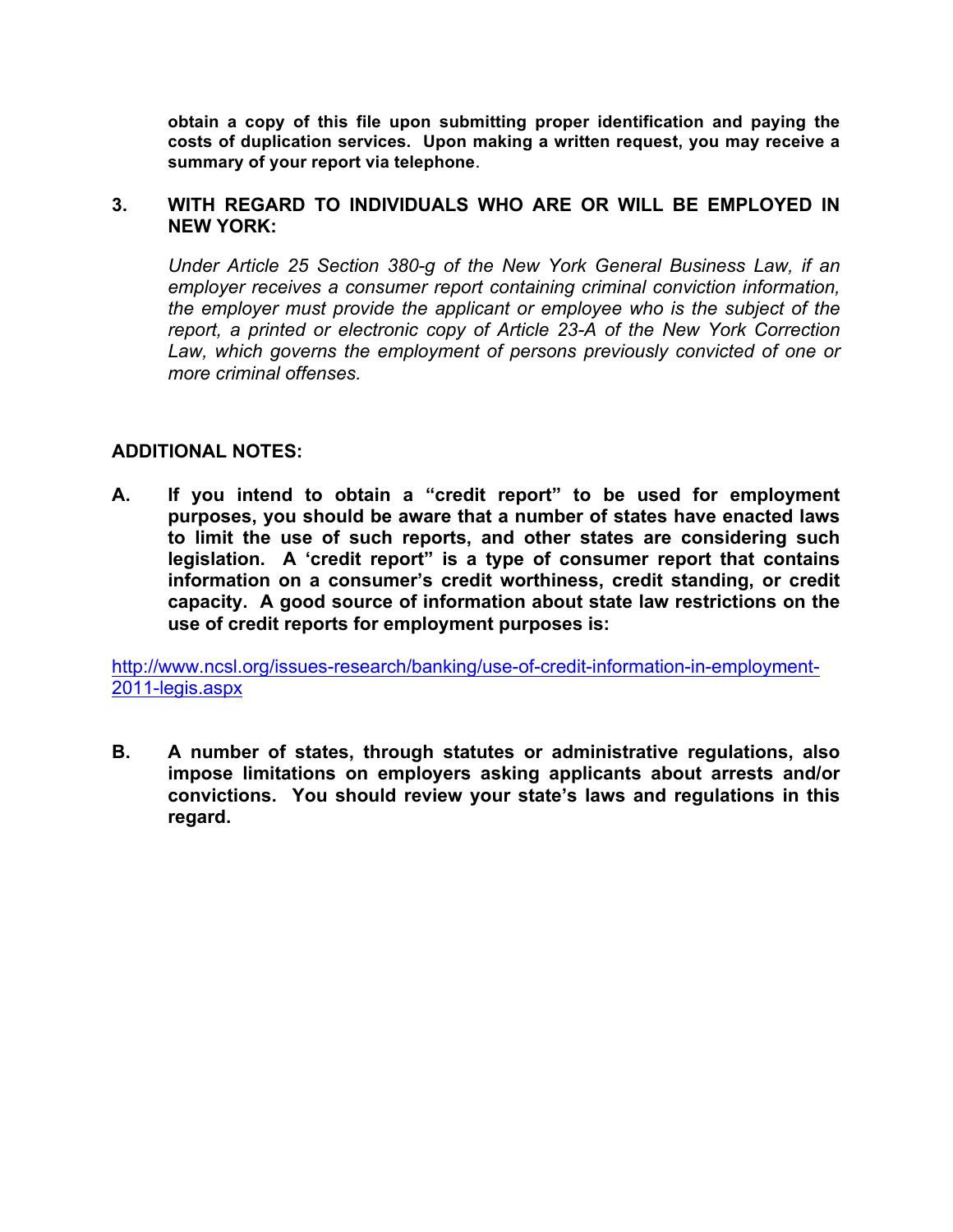**obtain a copy of this file upon submitting proper identification and paying the costs of duplication services. Upon making a written request, you may receive a summary of your report via telephone**.

**3. WITH REGARD TO INDIVIDUALS WHO ARE OR WILL BE EMPLOYED IN NEW YORK:**

*Under Article 25 Section 380-g of the New York General Business Law, if an employer receives a consumer report containing criminal conviction information, the employer must provide the applicant or employee who is the subject of the report, a printed or electronic copy of Article 23-A of the New York Correction Law, which governs the employment of persons previously convicted of one or more criminal offenses.*

**ADDITIONAL NOTES:**

**A. If you intend to obtain a "credit report" to be used for employment purposes, you should be aware that a number of states have enacted laws to limit the use of such reports, and other states are considering such legislation. A 'credit report" is a type of consumer report that contains information on a consumer's credit worthiness, credit standing, or credit capacity. A good source of information about state law restrictions on the use of credit reports for employment purposes is:**

http://www.ncsl.org/issues-research/banking/use-of-credit-information-in-employment-2011-legis.aspx

**B. A number of states, through statutes or administrative regulations, also impose limitations on employers asking applicants about arrests and/or convictions. You should review your state's laws and regulations in this regard.**